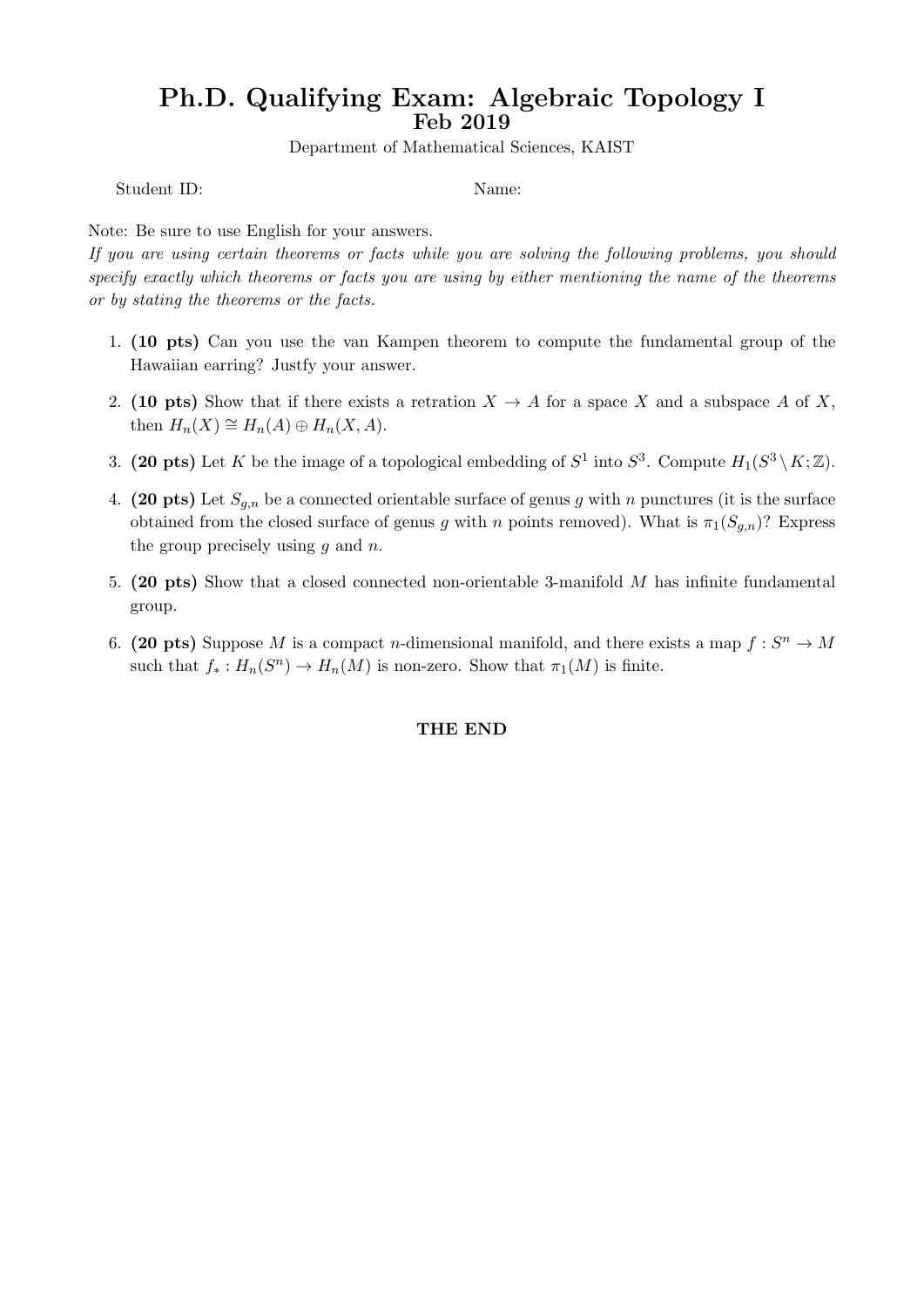# Ph.D. Qualifying Exam: Algebraic Topology I

## Feb 2019

Department of Mathematical Sciences, KAIST

Student ID: Name:

Note: Be sure to use English for your answers.

*If you are using certain theorems or facts while you are solving the following problems, you should specify exactly which theorems or facts you are using by either mentioning the name of the theorems or by stating the theorems or the facts.*

1. **(10 pts)** Can you use the van Kampen theorem to compute the fundamental group of the Hawaiian earring? Justfy your answer.

2. **(10 pts)** Show that if there exists a retration $X \to A$ for a space $X$ and a subspace $A$ of $X$, then $H_n(X) \cong H_n(A) \oplus H_n(X, A)$.

3. **(20 pts)** Let $K$ be the image of a topological embedding of $S^1$ into $S^3$. Compute $H_1(S^3 \setminus K; \mathbb{Z})$.

4. **(20 pts)** Let $S_{g,n}$ be a connected orientable surface of genus $g$ with $n$ punctures (it is the surface obtained from the closed surface of genus $g$ with $n$ points removed). What is $\pi_1(S_{g,n})$? Express the group precisely using $g$ and $n$.

5. **(20 pts)** Show that a closed connected non-orientable 3-manifold $M$ has infinite fundamental group.

6. **(20 pts)** Suppose $M$ is a compact $n$-dimensional manifold, and there exists a map $f : S^n \to M$ such that $f_* : H_n(S^n) \to H_n(M)$ is non-zero. Show that $\pi_1(M)$ is finite.

**THE END**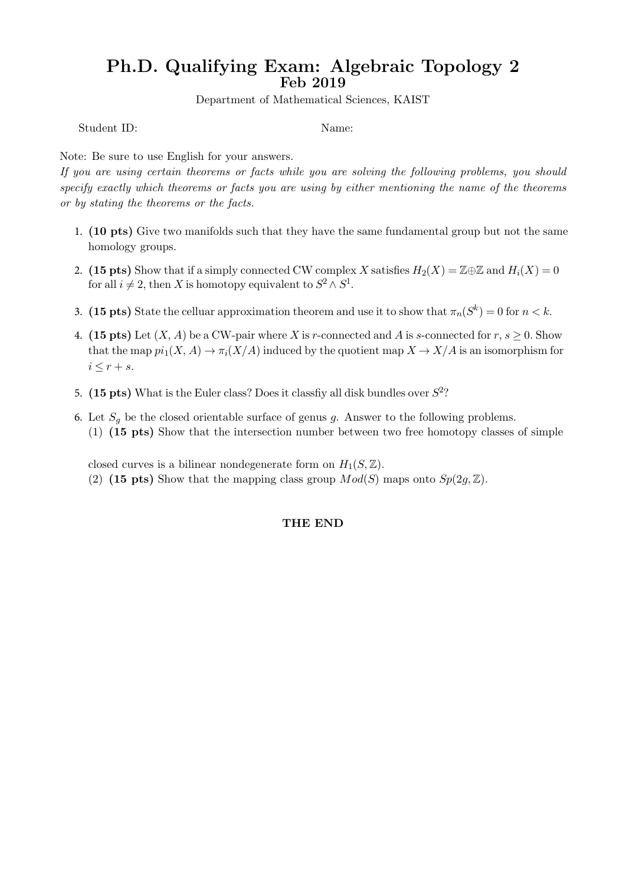# Ph.D. Qualifying Exam: Algebraic Topology 2

## Feb 2019

Department of Mathematical Sciences, KAIST

Student ID: Name:

Note: Be sure to use English for your answers.

*If you are using certain theorems or facts while you are solving the following problems, you should specify exactly which theorems or facts you are using by either mentioning the name of the theorems or by stating the theorems or the facts.*

1. **(10 pts)** Give two manifolds such that they have the same fundamental group but not the same homology groups.

2. **(15 pts)** Show that if a simply connected CW complex $X$ satisfies $H_2(X) = \mathbb{Z} \oplus \mathbb{Z}$ and $H_i(X) = 0$ for all $i \neq 2$, then $X$ is homotopy equivalent to $S^2 \wedge S^1$.

3. **(15 pts)** State the celluar approximation theorem and use it to show that $\pi_n(S^k) = 0$ for $n < k$.

4. **(15 pts)** Let $(X, A)$ be a CW-pair where $X$ is $r$-connected and $A$ is $s$-connected for $r, s \geq 0$. Show that the map $pi_1(X, A) \to \pi_i(X/A)$ induced by the quotient map $X \to X/A$ is an isomorphism for $i \leq r + s$.

5. **(15 pts)** What is the Euler class? Does it classfiy all disk bundles over $S^2$?

6. Let $S_g$ be the closed orientable surface of genus $g$. Answer to the following problems.

   (1) **(15 pts)** Show that the intersection number between two free homotopy classes of simple closed curves is a bilinear nondegenerate form on $H_1(S, \mathbb{Z})$.

   (2) **(15 pts)** Show that the mapping class group $Mod(S)$ maps onto $Sp(2g, \mathbb{Z})$.

**THE END**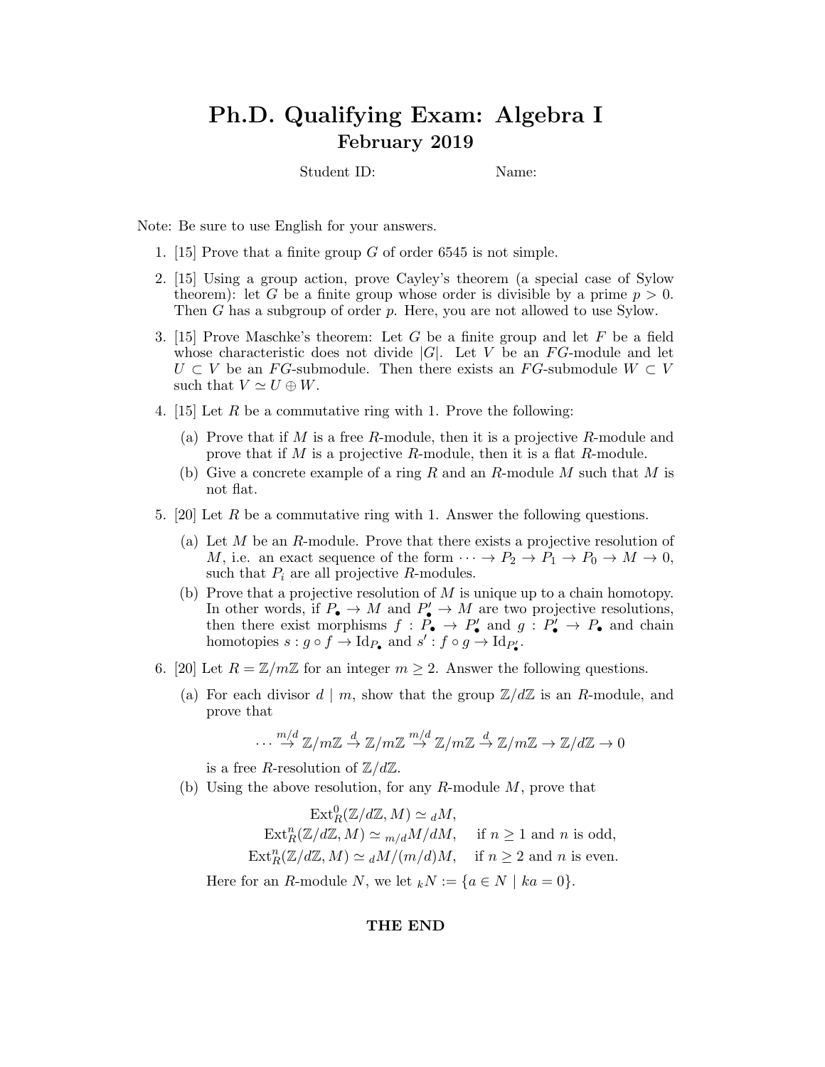# Ph.D. Qualifying Exam: Algebra I

## February 2019

Student ID: Name:

Note: Be sure to use English for your answers.

1. [15] Prove that a finite group $G$ of order 6545 is not simple.

2. [15] Using a group action, prove Cayley's theorem (a special case of Sylow theorem): let $G$ be a finite group whose order is divisible by a prime $p > 0$. Then $G$ has a subgroup of order $p$. Here, you are not allowed to use Sylow.

3. [15] Prove Maschke's theorem: Let $G$ be a finite group and let $F$ be a field whose characteristic does not divide $|G|$. Let $V$ be an $FG$-module and let $U \subset V$ be an $FG$-submodule. Then there exists an $FG$-submodule $W \subset V$ such that $V \simeq U \oplus W$.

4. [15] Let $R$ be a commutative ring with 1. Prove the following:

   (a) Prove that if $M$ is a free $R$-module, then it is a projective $R$-module and prove that if $M$ is a projective $R$-module, then it is a flat $R$-module.

   (b) Give a concrete example of a ring $R$ and an $R$-module $M$ such that $M$ is not flat.

5. [20] Let $R$ be a commutative ring with 1. Answer the following questions.

   (a) Let $M$ be an $R$-module. Prove that there exists a projective resolution of $M$, i.e. an exact sequence of the form $\cdots \to P_2 \to P_1 \to P_0 \to M \to 0$, such that $P_i$ are all projective $R$-modules.

   (b) Prove that a projective resolution of $M$ is unique up to a chain homotopy. In other words, if $P_\bullet \to M$ and $P'_\bullet \to M$ are two projective resolutions, then there exist morphisms $f : P_\bullet \to P'_\bullet$ and $g : P'_\bullet \to P_\bullet$ and chain homotopies $s : g \circ f \to \mathrm{Id}_{P_\bullet}$ and $s' : f \circ g \to \mathrm{Id}_{P'_\bullet}$.

6. [20] Let $R = \mathbb{Z}/m\mathbb{Z}$ for an integer $m \geq 2$. Answer the following questions.

   (a) For each divisor $d \mid m$, show that the group $\mathbb{Z}/d\mathbb{Z}$ is an $R$-module, and prove that

   $$\cdots \xrightarrow{m/d} \mathbb{Z}/m\mathbb{Z} \xrightarrow{d} \mathbb{Z}/m\mathbb{Z} \xrightarrow{m/d} \mathbb{Z}/m\mathbb{Z} \xrightarrow{d} \mathbb{Z}/m\mathbb{Z} \to \mathbb{Z}/d\mathbb{Z} \to 0$$

   is a free $R$-resolution of $\mathbb{Z}/d\mathbb{Z}$.

   (b) Using the above resolution, for any $R$-module $M$, prove that

   $$\mathrm{Ext}^0_R(\mathbb{Z}/d\mathbb{Z}, M) \simeq {}_dM,$$
   $$\mathrm{Ext}^n_R(\mathbb{Z}/d\mathbb{Z}, M) \simeq {}_{m/d}M/dM, \quad \text{if } n \geq 1 \text{ and } n \text{ is odd},$$
   $$\mathrm{Ext}^n_R(\mathbb{Z}/d\mathbb{Z}, M) \simeq {}_dM/(m/d)M, \quad \text{if } n \geq 2 \text{ and } n \text{ is even}.$$

   Here for an $R$-module $N$, we let ${}_kN := \{a \in N \mid ka = 0\}$.

**THE END**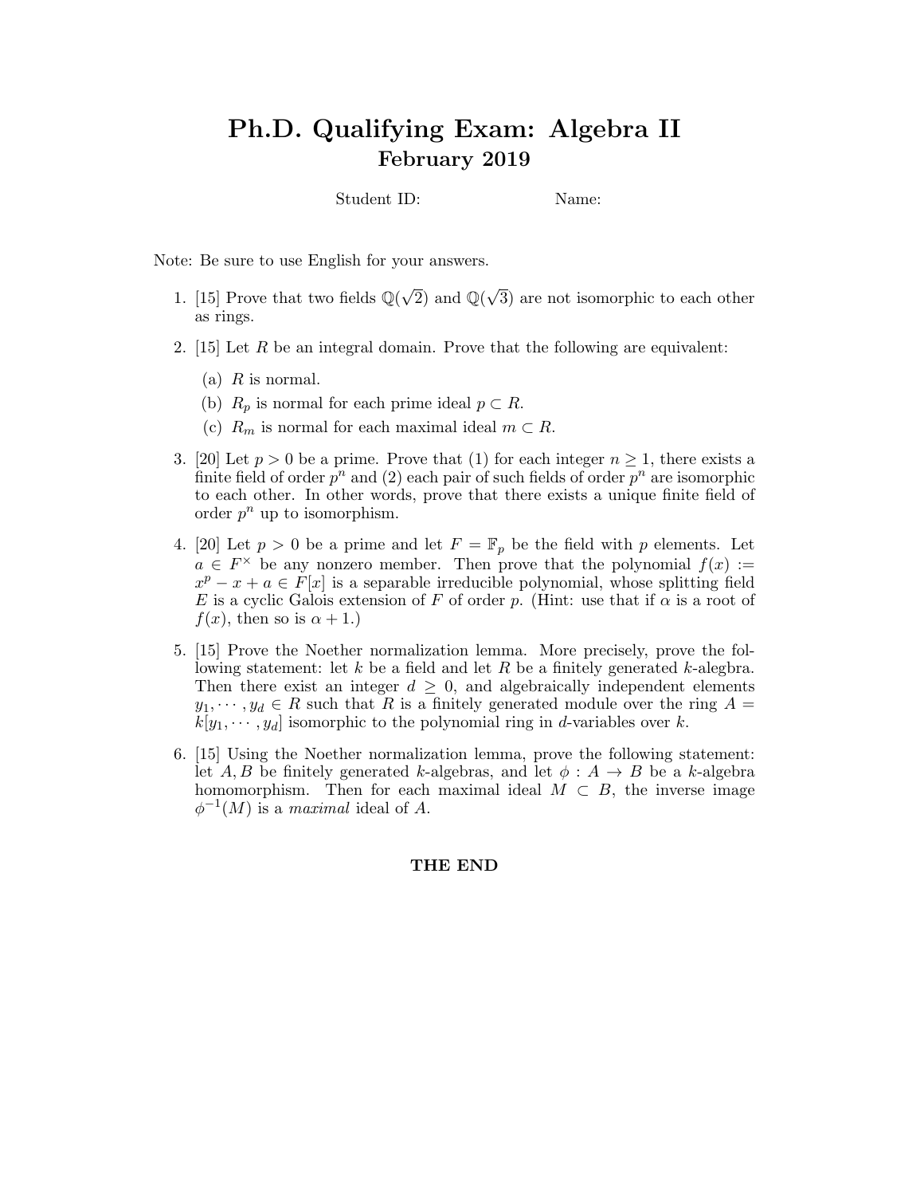# Ph.D. Qualifying Exam: Algebra II

## February 2019

Student ID: Name:

Note: Be sure to use English for your answers.

1. [15] Prove that two fields $\mathbb{Q}(\sqrt{2})$ and $\mathbb{Q}(\sqrt{3})$ are not isomorphic to each other as rings.

2. [15] Let $R$ be an integral domain. Prove that the following are equivalent:

   (a) $R$ is normal.

   (b) $R_p$ is normal for each prime ideal $p \subset R$.

   (c) $R_m$ is normal for each maximal ideal $m \subset R$.

3. [20] Let $p > 0$ be a prime. Prove that (1) for each integer $n \geq 1$, there exists a finite field of order $p^n$ and (2) each pair of such fields of order $p^n$ are isomorphic to each other. In other words, prove that there exists a unique finite field of order $p^n$ up to isomorphism.

4. [20] Let $p > 0$ be a prime and let $F = \mathbb{F}_p$ be the field with $p$ elements. Let $a \in F^\times$ be any nonzero member. Then prove that the polynomial $f(x) := x^p - x + a \in F[x]$ is a separable irreducible polynomial, whose splitting field $E$ is a cyclic Galois extension of $F$ of order $p$. (Hint: use that if $\alpha$ is a root of $f(x)$, then so is $\alpha + 1$.)

5. [15] Prove the Noether normalization lemma. More precisely, prove the following statement: let $k$ be a field and let $R$ be a finitely generated $k$-alegbra. Then there exist an integer $d \geq 0$, and algebraically independent elements $y_1, \cdots, y_d \in R$ such that $R$ is a finitely generated module over the ring $A = k[y_1, \cdots, y_d]$ isomorphic to the polynomial ring in $d$-variables over $k$.

6. [15] Using the Noether normalization lemma, prove the following statement: let $A, B$ be finitely generated $k$-algebras, and let $\phi : A \to B$ be a $k$-algebra homomorphism. Then for each maximal ideal $M \subset B$, the inverse image $\phi^{-1}(M)$ is a *maximal* ideal of $A$.

**THE END**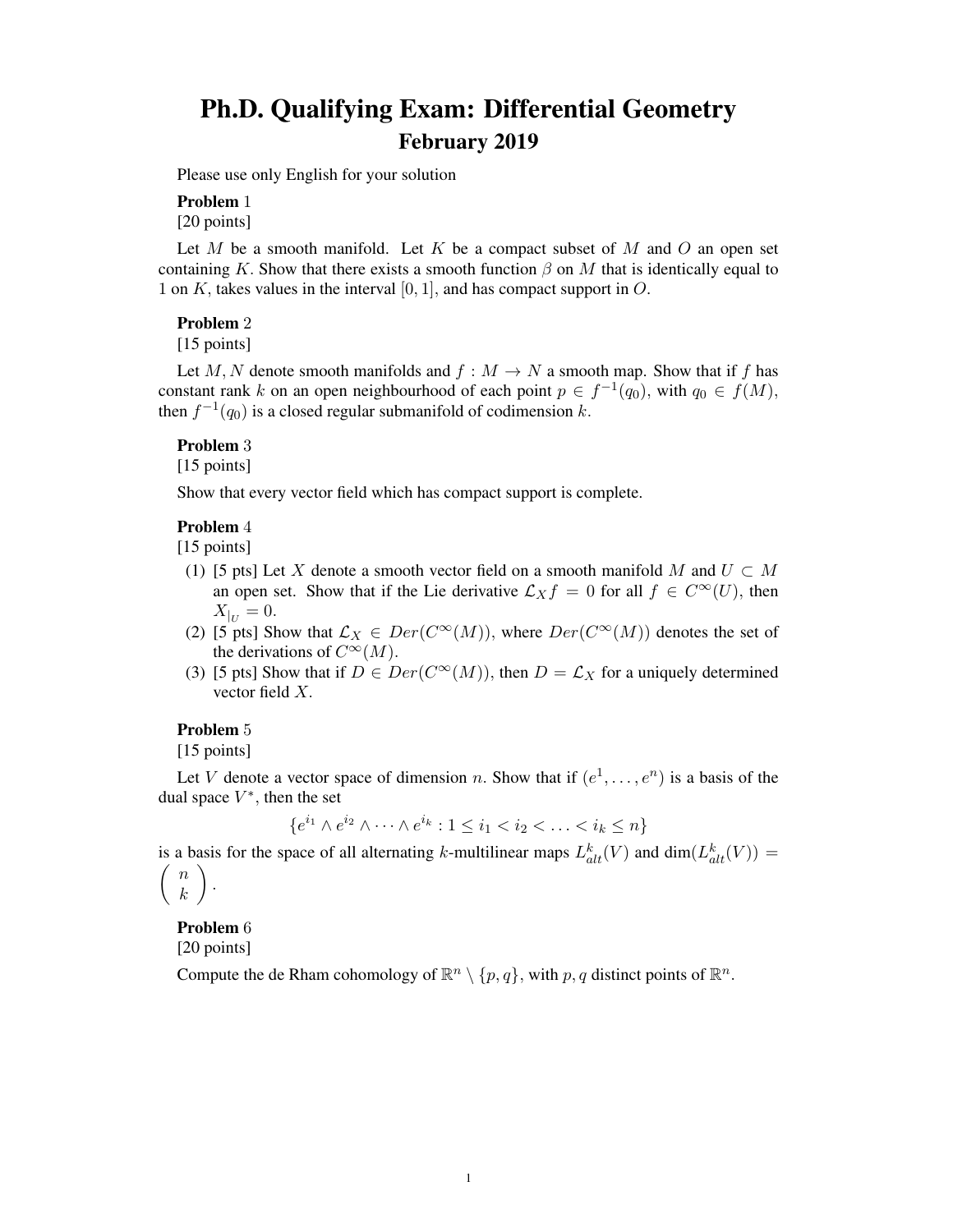# Ph.D. Qualifying Exam: Differential Geometry

## February 2019

Please use only English for your solution

**Problem** 1
[20 points]

Let $M$ be a smooth manifold. Let $K$ be a compact subset of $M$ and $O$ an open set containing $K$. Show that there exists a smooth function $\beta$ on $M$ that is identically equal to 1 on $K$, takes values in the interval $[0, 1]$, and has compact support in $O$.

**Problem** 2
[15 points]

Let $M, N$ denote smooth manifolds and $f : M \to N$ a smooth map. Show that if $f$ has constant rank $k$ on an open neighbourhood of each point $p \in f^{-1}(q_0)$, with $q_0 \in f(M)$, then $f^{-1}(q_0)$ is a closed regular submanifold of codimension $k$.

**Problem** 3
[15 points]

Show that every vector field which has compact support is complete.

**Problem** 4
[15 points]

(1) [5 pts] Let $X$ denote a smooth vector field on a smooth manifold $M$ and $U \subset M$ an open set. Show that if the Lie derivative $\mathcal{L}_X f = 0$ for all $f \in C^\infty(U)$, then $X_{|_U} = 0$.

(2) [5 pts] Show that $\mathcal{L}_X \in Der(C^\infty(M))$, where $Der(C^\infty(M))$ denotes the set of the derivations of $C^\infty(M)$.

(3) [5 pts] Show that if $D \in Der(C^\infty(M))$, then $D = \mathcal{L}_X$ for a uniquely determined vector field $X$.

**Problem** 5
[15 points]

Let $V$ denote a vector space of dimension $n$. Show that if $(e^1, \ldots, e^n)$ is a basis of the dual space $V^*$, then the set

$$\{e^{i_1} \wedge e^{i_2} \wedge \cdots \wedge e^{i_k} : 1 \leq i_1 < i_2 < \ldots < i_k \leq n\}$$

is a basis for the space of all alternating $k$-multilinear maps $L^k_{alt}(V)$ and $\dim(L^k_{alt}(V)) = \begin{pmatrix} n \\ k \end{pmatrix}$.

**Problem** 6
[20 points]

Compute the de Rham cohomology of $\mathbb{R}^n \setminus \{p, q\}$, with $p, q$ distinct points of $\mathbb{R}^n$.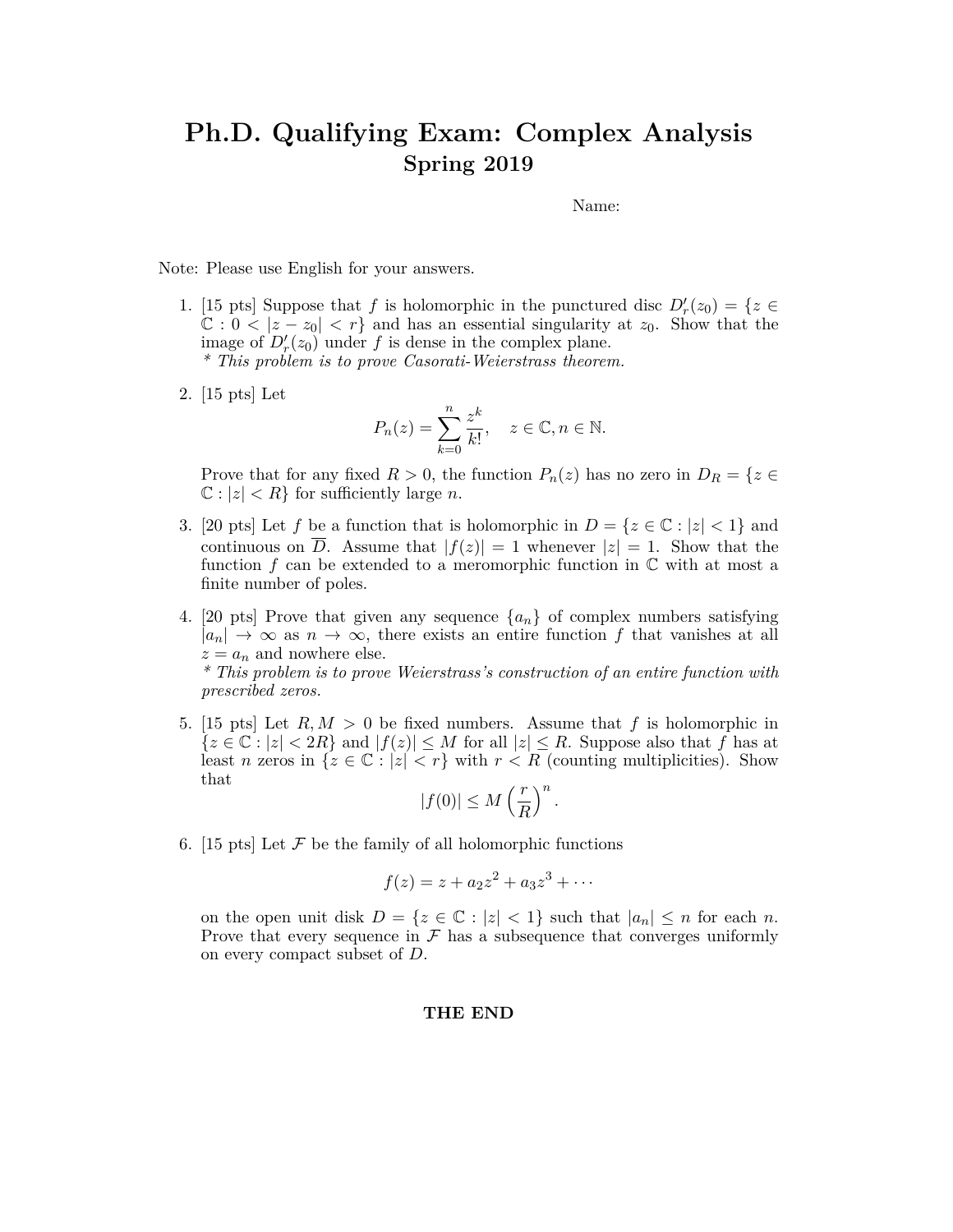# Ph.D. Qualifying Exam: Complex Analysis

## Spring 2019

Name:

Note: Please use English for your answers.

1. [15 pts] Suppose that $f$ is holomorphic in the punctured disc $D'_r(z_0) = \{z \in \mathbb{C} : 0 < |z - z_0| < r\}$ and has an essential singularity at $z_0$. Show that the image of $D'_r(z_0)$ under $f$ is dense in the complex plane.
   *\* This problem is to prove Casorati-Weierstrass theorem.*

2. [15 pts] Let
   $$P_n(z) = \sum_{k=0}^{n} \frac{z^k}{k!}, \quad z \in \mathbb{C}, n \in \mathbb{N}.$$
   Prove that for any fixed $R > 0$, the function $P_n(z)$ has no zero in $D_R = \{z \in \mathbb{C} : |z| < R\}$ for sufficiently large $n$.

3. [20 pts] Let $f$ be a function that is holomorphic in $D = \{z \in \mathbb{C} : |z| < 1\}$ and continuous on $\overline{D}$. Assume that $|f(z)| = 1$ whenever $|z| = 1$. Show that the function $f$ can be extended to a meromorphic function in $\mathbb{C}$ with at most a finite number of poles.

4. [20 pts] Prove that given any sequence $\{a_n\}$ of complex numbers satisfying $|a_n| \to \infty$ as $n \to \infty$, there exists an entire function $f$ that vanishes at all $z = a_n$ and nowhere else.
   *\* This problem is to prove Weierstrass's construction of an entire function with prescribed zeros.*

5. [15 pts] Let $R, M > 0$ be fixed numbers. Assume that $f$ is holomorphic in $\{z \in \mathbb{C} : |z| < 2R\}$ and $|f(z)| \leq M$ for all $|z| \leq R$. Suppose also that $f$ has at least $n$ zeros in $\{z \in \mathbb{C} : |z| < r\}$ with $r < R$ (counting multiplicities). Show that
   $$|f(0)| \leq M \left(\frac{r}{R}\right)^n.$$

6. [15 pts] Let $\mathcal{F}$ be the family of all holomorphic functions
   $$f(z) = z + a_2 z^2 + a_3 z^3 + \cdots$$
   on the open unit disk $D = \{z \in \mathbb{C} : |z| < 1\}$ such that $|a_n| \leq n$ for each $n$. Prove that every sequence in $\mathcal{F}$ has a subsequence that converges uniformly on every compact subset of $D$.

**THE END**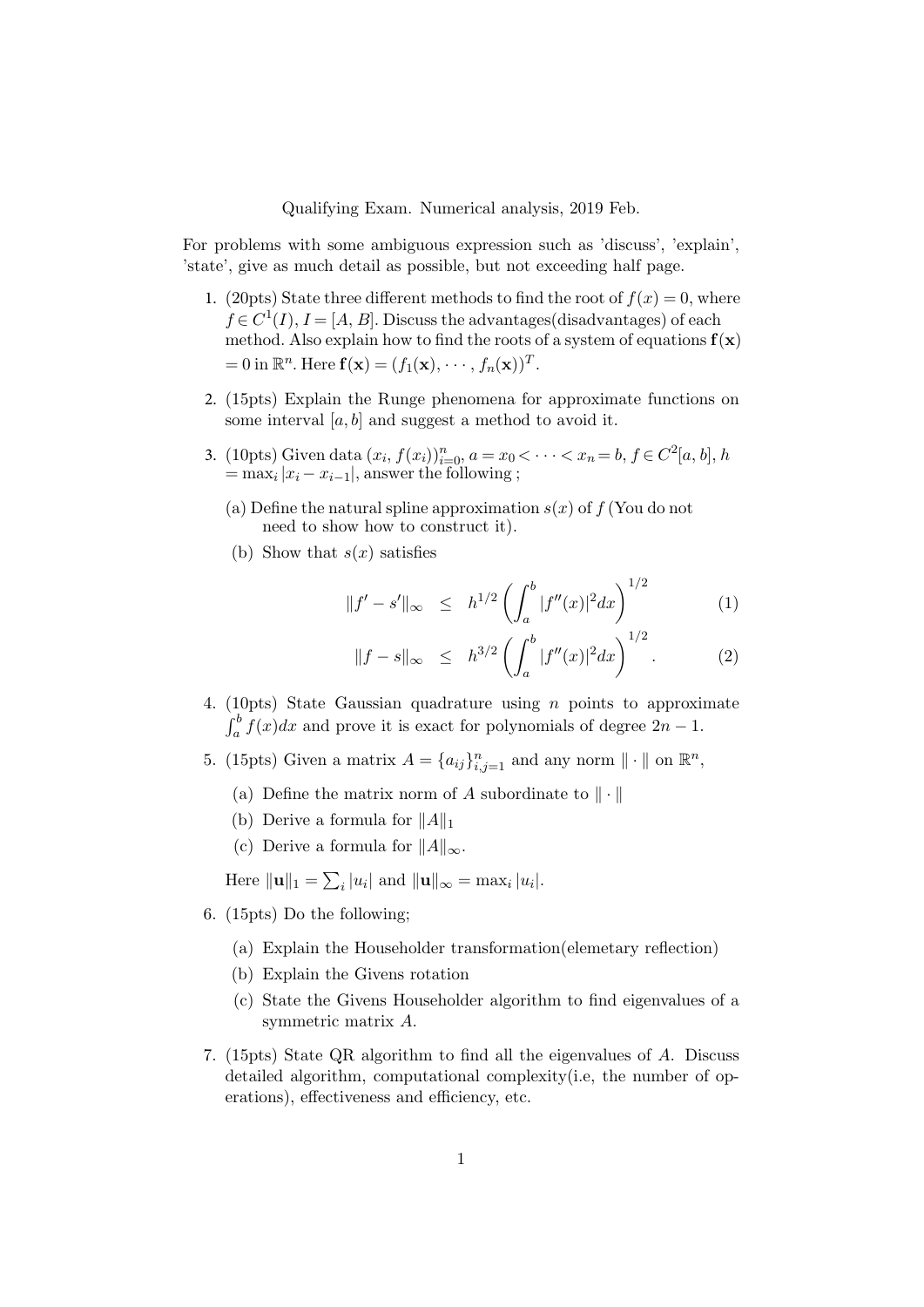Qualifying Exam. Numerical analysis, 2019 Feb.

For problems with some ambiguous expression such as 'discuss', 'explain', 'state', give as much detail as possible, but not exceeding half page.

1. (20pts) State three different methods to find the root of $f(x) = 0$, where $f \in C^1(I)$, $I = [A, B]$. Discuss the advantages(disadvantages) of each method. Also explain how to find the roots of a system of equations $\mathbf{f}(\mathbf{x}) = 0$ in $\mathbb{R}^n$. Here $\mathbf{f}(\mathbf{x}) = (f_1(\mathbf{x}), \cdots, f_n(\mathbf{x}))^T$.

2. (15pts) Explain the Runge phenomena for approximate functions on some interval $[a, b]$ and suggest a method to avoid it.

3. (10pts) Given data $(x_i, f(x_i))_{i=0}^n$, $a = x_0 < \cdots < x_n = b$, $f \in C^2[a, b]$, $h = \max_i |x_i - x_{i-1}|$, answer the following ;

   (a) Define the natural spline approximation $s(x)$ of $f$ (You do not need to show how to construct it).

   (b) Show that $s(x)$ satisfies

$$\|f' - s'\|_\infty \leq h^{1/2} \left( \int_a^b |f''(x)|^2 dx \right)^{1/2} \tag{1}$$

$$\|f - s\|_\infty \leq h^{3/2} \left( \int_a^b |f''(x)|^2 dx \right)^{1/2}. \tag{2}$$

4. (10pts) State Gaussian quadrature using $n$ points to approximate $\int_a^b f(x)dx$ and prove it is exact for polynomials of degree $2n - 1$.

5. (15pts) Given a matrix $A = \{a_{ij}\}_{i,j=1}^n$ and any norm $\|\cdot\|$ on $\mathbb{R}^n$,

   (a) Define the matrix norm of $A$ subordinate to $\|\cdot\|$

   (b) Derive a formula for $\|A\|_1$

   (c) Derive a formula for $\|A\|_\infty$.

   Here $\|\mathbf{u}\|_1 = \sum_i |u_i|$ and $\|\mathbf{u}\|_\infty = \max_i |u_i|$.

6. (15pts) Do the following;

   (a) Explain the Householder transformation(elemetary reflection)

   (b) Explain the Givens rotation

   (c) State the Givens Householder algorithm to find eigenvalues of a symmetric matrix $A$.

7. (15pts) State QR algorithm to find all the eigenvalues of $A$. Discuss detailed algorithm, computational complexity(i.e, the number of operations), effectiveness and efficiency, etc.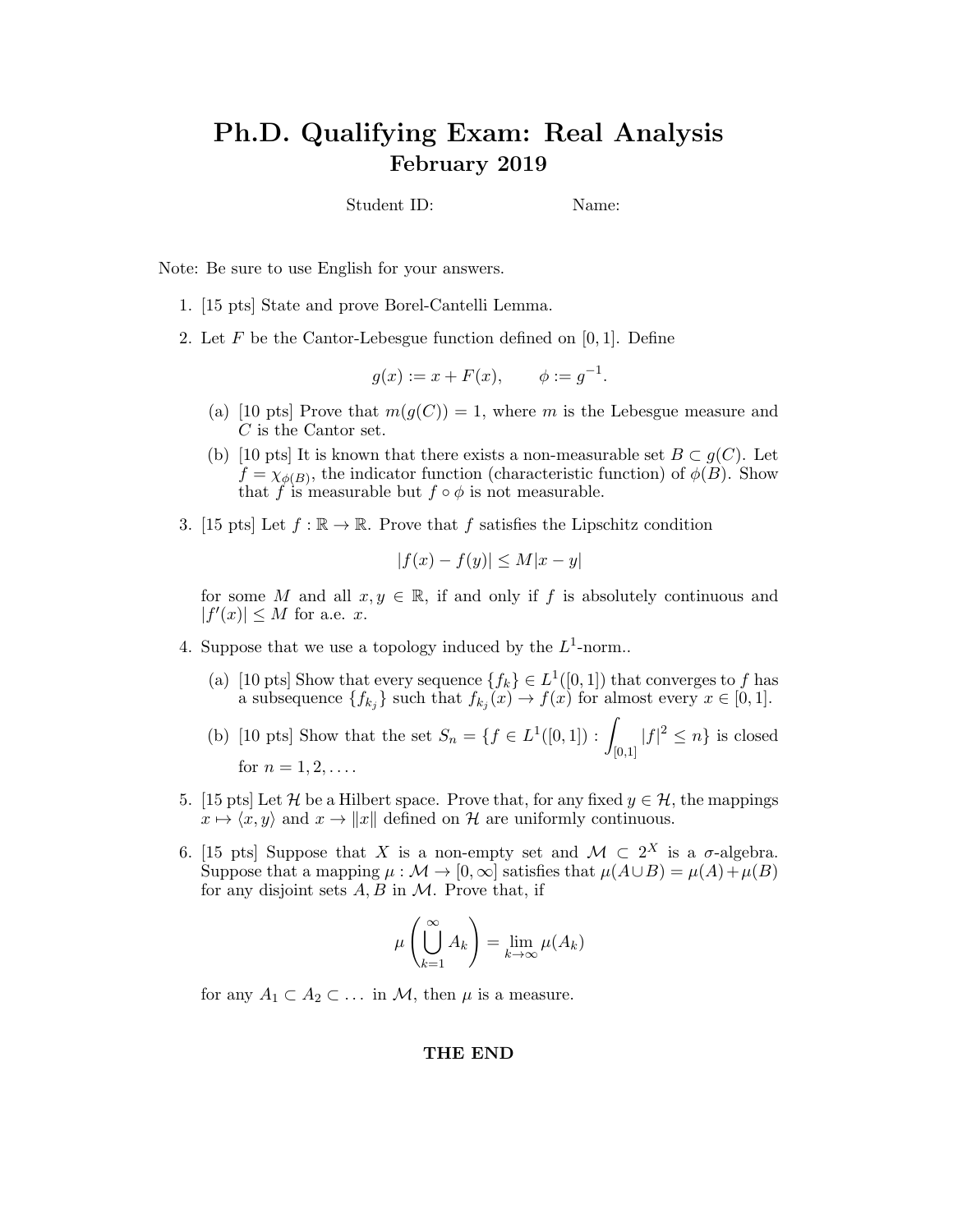# Ph.D. Qualifying Exam: Real Analysis

## February 2019

Student ID: Name:

Note: Be sure to use English for your answers.

1. [15 pts] State and prove Borel-Cantelli Lemma.

2. Let $F$ be the Cantor-Lebesgue function defined on $[0, 1]$. Define

$$g(x) := x + F(x), \qquad \phi := g^{-1}.$$

   (a) [10 pts] Prove that $m(g(C)) = 1$, where $m$ is the Lebesgue measure and $C$ is the Cantor set.

   (b) [10 pts] It is known that there exists a non-measurable set $B \subset g(C)$. Let $f = \chi_{\phi(B)}$, the indicator function (characteristic function) of $\phi(B)$. Show that $f$ is measurable but $f \circ \phi$ is not measurable.

3. [15 pts] Let $f : \mathbb{R} \to \mathbb{R}$. Prove that $f$ satisfies the Lipschitz condition

$$|f(x) - f(y)| \leq M|x - y|$$

   for some $M$ and all $x, y \in \mathbb{R}$, if and only if $f$ is absolutely continuous and $|f'(x)| \leq M$ for a.e. $x$.

4. Suppose that we use a topology induced by the $L^1$-norm..

   (a) [10 pts] Show that every sequence $\{f_k\} \in L^1([0, 1])$ that converges to $f$ has a subsequence $\{f_{k_j}\}$ such that $f_{k_j}(x) \to f(x)$ for almost every $x \in [0, 1]$.

   (b) [10 pts] Show that the set $S_n = \{f \in L^1([0, 1]) : \int_{[0,1]} |f|^2 \leq n\}$ is closed for $n = 1, 2, \ldots$.

5. [15 pts] Let $\mathcal{H}$ be a Hilbert space. Prove that, for any fixed $y \in \mathcal{H}$, the mappings $x \mapsto \langle x, y \rangle$ and $x \to \|x\|$ defined on $\mathcal{H}$ are uniformly continuous.

6. [15 pts] Suppose that $X$ is a non-empty set and $\mathcal{M} \subset 2^X$ is a $\sigma$-algebra. Suppose that a mapping $\mu : \mathcal{M} \to [0, \infty]$ satisfies that $\mu(A \cup B) = \mu(A) + \mu(B)$ for any disjoint sets $A, B$ in $\mathcal{M}$. Prove that, if

$$\mu\left(\bigcup_{k=1}^{\infty} A_k\right) = \lim_{k \to \infty} \mu(A_k)$$

   for any $A_1 \subset A_2 \subset \ldots$ in $\mathcal{M}$, then $\mu$ is a measure.

**THE END**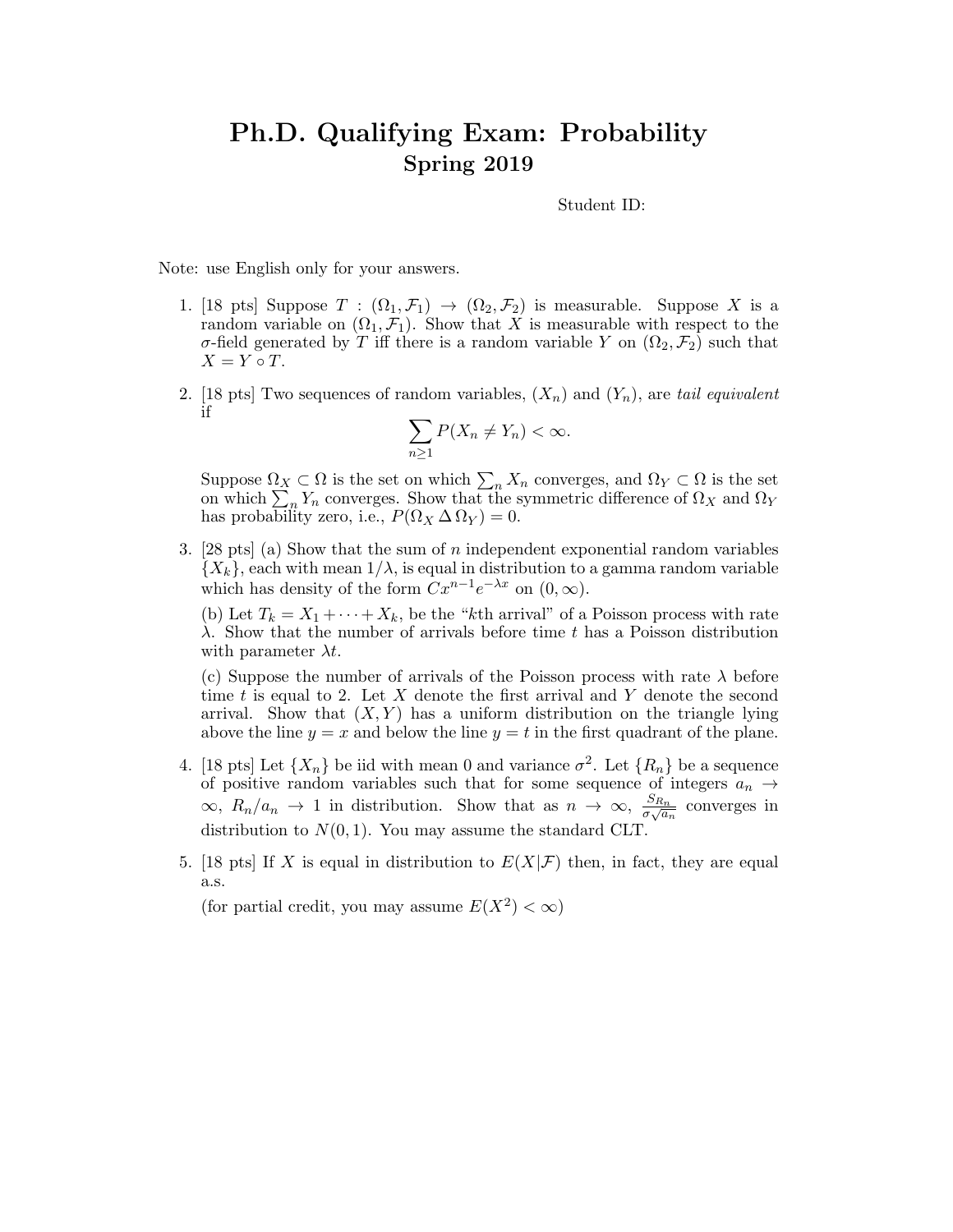# Ph.D. Qualifying Exam: Probability

## Spring 2019

Student ID:

Note: use English only for your answers.

1. [18 pts] Suppose $T : (\Omega_1, \mathcal{F}_1) \to (\Omega_2, \mathcal{F}_2)$ is measurable. Suppose $X$ is a random variable on $(\Omega_1, \mathcal{F}_1)$. Show that $X$ is measurable with respect to the $\sigma$-field generated by $T$ iff there is a random variable $Y$ on $(\Omega_2, \mathcal{F}_2)$ such that $X = Y \circ T$.

2. [18 pts] Two sequences of random variables, $(X_n)$ and $(Y_n)$, are *tail equivalent* if
$$\sum_{n \geq 1} P(X_n \neq Y_n) < \infty.$$
Suppose $\Omega_X \subset \Omega$ is the set on which $\sum_n X_n$ converges, and $\Omega_Y \subset \Omega$ is the set on which $\sum_n Y_n$ converges. Show that the symmetric difference of $\Omega_X$ and $\Omega_Y$ has probability zero, i.e., $P(\Omega_X \,\Delta\, \Omega_Y) = 0$.

3. [28 pts] (a) Show that the sum of $n$ independent exponential random variables $\{X_k\}$, each with mean $1/\lambda$, is equal in distribution to a gamma random variable which has density of the form $Cx^{n-1}e^{-\lambda x}$ on $(0, \infty)$.

   (b) Let $T_k = X_1 + \cdots + X_k$, be the "$k$th arrival" of a Poisson process with rate $\lambda$. Show that the number of arrivals before time $t$ has a Poisson distribution with parameter $\lambda t$.

   (c) Suppose the number of arrivals of the Poisson process with rate $\lambda$ before time $t$ is equal to 2. Let $X$ denote the first arrival and $Y$ denote the second arrival. Show that $(X, Y)$ has a uniform distribution on the triangle lying above the line $y = x$ and below the line $y = t$ in the first quadrant of the plane.

4. [18 pts] Let $\{X_n\}$ be iid with mean 0 and variance $\sigma^2$. Let $\{R_n\}$ be a sequence of positive random variables such that for some sequence of integers $a_n \to \infty$, $R_n/a_n \to 1$ in distribution. Show that as $n \to \infty$, $\frac{S_{R_n}}{\sigma\sqrt{a_n}}$ converges in distribution to $N(0, 1)$. You may assume the standard CLT.

5. [18 pts] If $X$ is equal in distribution to $E(X|\mathcal{F})$ then, in fact, they are equal a.s.

   (for partial credit, you may assume $E(X^2) < \infty$)